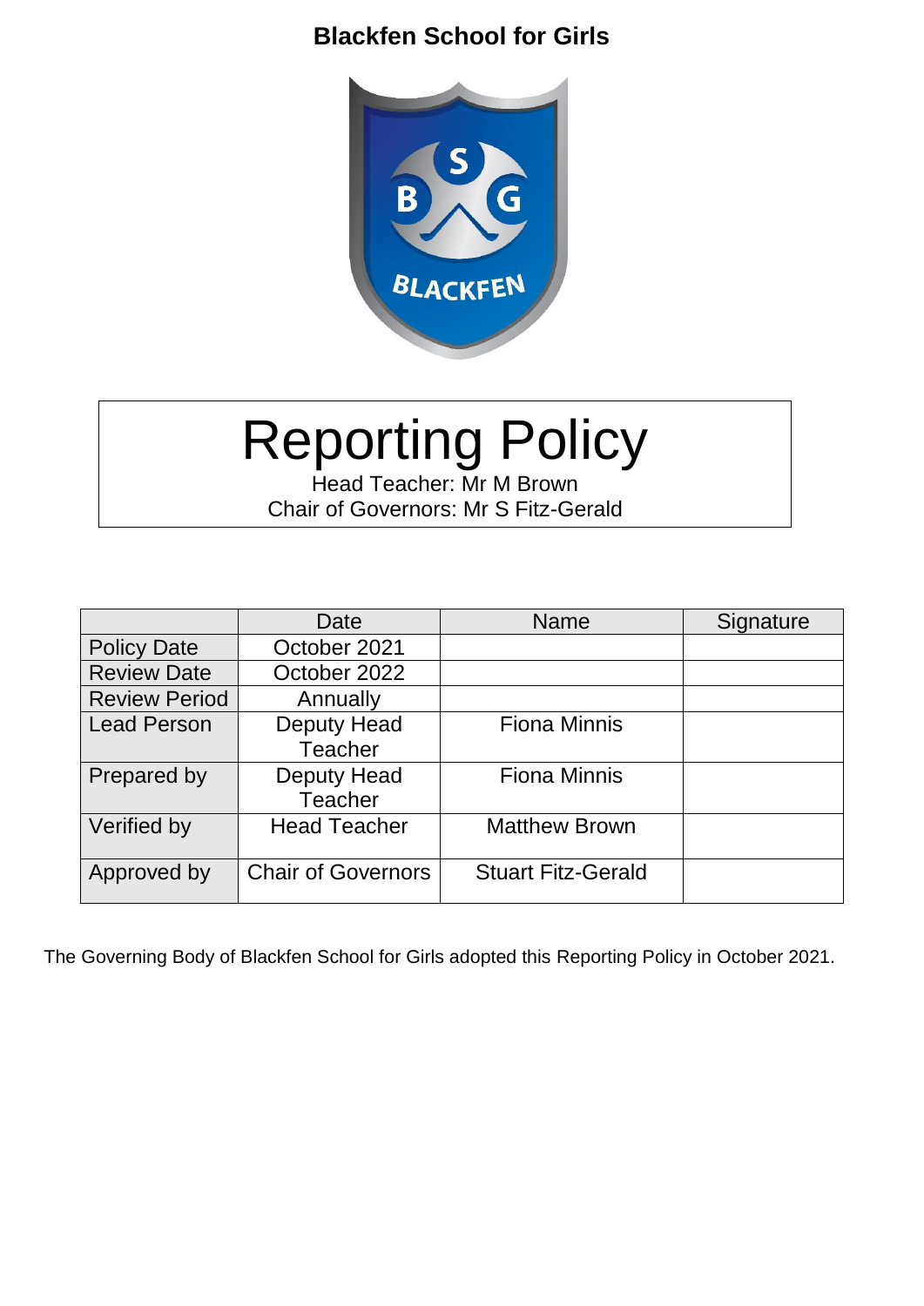**Blackfen School for Girls**

# Reporting Policy

Head Teacher: Mr M Brown
Chair of Governors: Mr S Fitz-Gerald

| | Date | Name | Signature |
|---|---|---|---|
| Policy Date | October 2021 | | |
| Review Date | October 2022 | | |
| Review Period | Annually | | |
| Lead Person | Deputy Head Teacher | Fiona Minnis | |
| Prepared by | Deputy Head Teacher | Fiona Minnis | |
| Verified by | Head Teacher | Matthew Brown | |
| Approved by | Chair of Governors | Stuart Fitz-Gerald | |

The Governing Body of Blackfen School for Girls adopted this Reporting Policy in October 2021.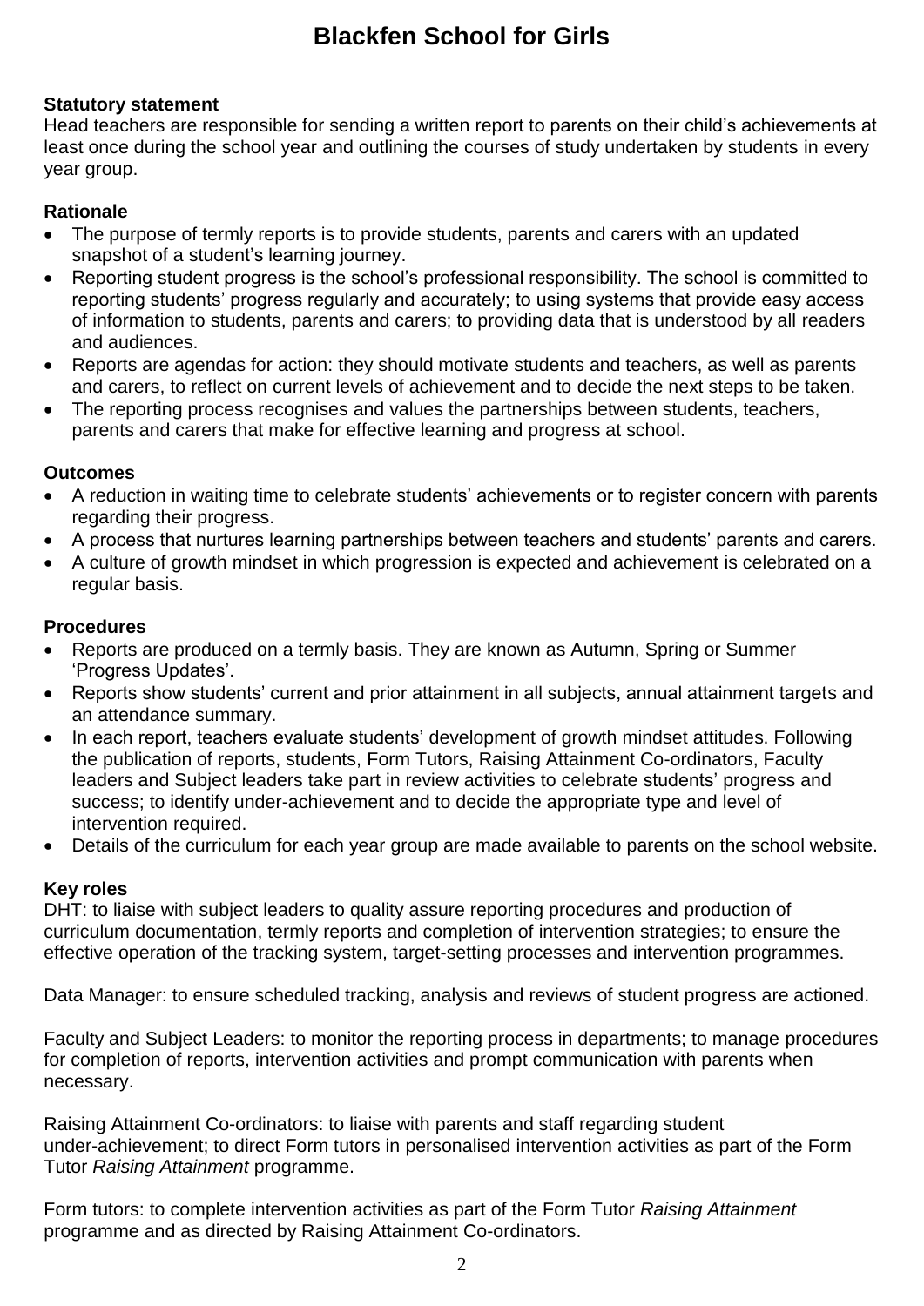# Blackfen School for Girls

**Statutory statement**

Head teachers are responsible for sending a written report to parents on their child's achievements at least once during the school year and outlining the courses of study undertaken by students in every year group.

**Rationale**

- The purpose of termly reports is to provide students, parents and carers with an updated snapshot of a student's learning journey.
- Reporting student progress is the school's professional responsibility. The school is committed to reporting students' progress regularly and accurately; to using systems that provide easy access of information to students, parents and carers; to providing data that is understood by all readers and audiences.
- Reports are agendas for action: they should motivate students and teachers, as well as parents and carers, to reflect on current levels of achievement and to decide the next steps to be taken.
- The reporting process recognises and values the partnerships between students, teachers, parents and carers that make for effective learning and progress at school.

**Outcomes**

- A reduction in waiting time to celebrate students' achievements or to register concern with parents regarding their progress.
- A process that nurtures learning partnerships between teachers and students' parents and carers.
- A culture of growth mindset in which progression is expected and achievement is celebrated on a regular basis.

**Procedures**

- Reports are produced on a termly basis. They are known as Autumn, Spring or Summer 'Progress Updates'.
- Reports show students' current and prior attainment in all subjects, annual attainment targets and an attendance summary.
- In each report, teachers evaluate students' development of growth mindset attitudes. Following the publication of reports, students, Form Tutors, Raising Attainment Co-ordinators, Faculty leaders and Subject leaders take part in review activities to celebrate students' progress and success; to identify under-achievement and to decide the appropriate type and level of intervention required.
- Details of the curriculum for each year group are made available to parents on the school website.

**Key roles**

DHT: to liaise with subject leaders to quality assure reporting procedures and production of curriculum documentation, termly reports and completion of intervention strategies; to ensure the effective operation of the tracking system, target-setting processes and intervention programmes.

Data Manager: to ensure scheduled tracking, analysis and reviews of student progress are actioned.

Faculty and Subject Leaders: to monitor the reporting process in departments; to manage procedures for completion of reports, intervention activities and prompt communication with parents when necessary.

Raising Attainment Co-ordinators: to liaise with parents and staff regarding student under-achievement; to direct Form tutors in personalised intervention activities as part of the Form Tutor *Raising Attainment* programme.

Form tutors: to complete intervention activities as part of the Form Tutor *Raising Attainment* programme and as directed by Raising Attainment Co-ordinators.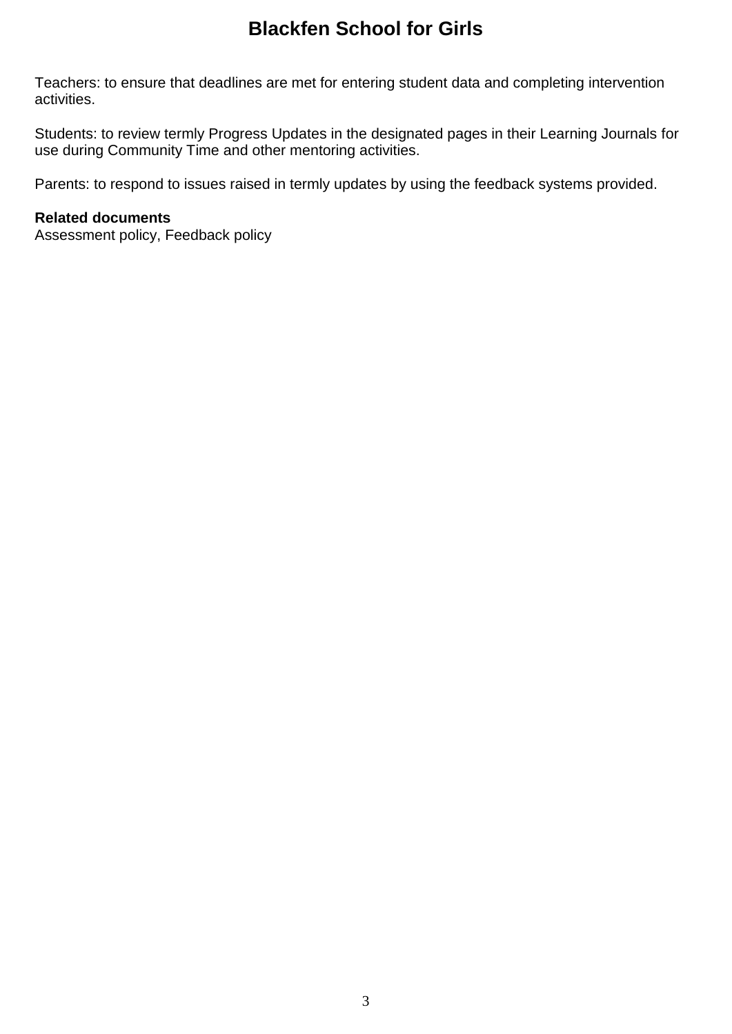Teachers: to ensure that deadlines are met for entering student data and completing intervention activities.

Students: to review termly Progress Updates in the designated pages in their Learning Journals for use during Community Time and other mentoring activities.

Parents: to respond to issues raised in termly updates by using the feedback systems provided.

**Related documents**
Assessment policy, Feedback policy